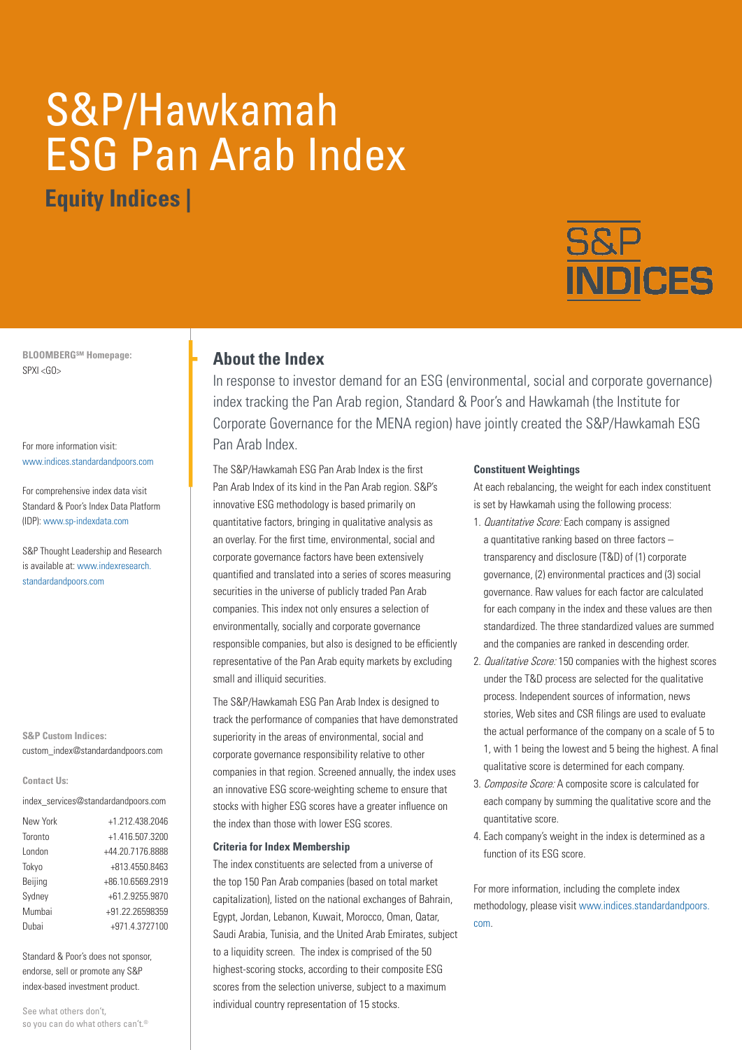# S&P/Hawkamah ESG Pan Arab Index

## Equity Indices |

S&P INDICES

**BLOOMBERG[SM] Homepage:**
SPXI <GO>

For more information visit:
www.indices.standardandpoors.com

For comprehensive index data visit Standard & Poor's Index Data Platform (IDP): www.sp-indexdata.com

S&P Thought Leadership and Research is available at: www.indexresearch.standardandpoors.com

**S&P Custom Indices:**
custom_index@standardandpoors.com

**Contact Us:**

index_services@standardandpoors.com

| | |
|---|---|
| New York | +1.212.438.2046 |
| Toronto | +1.416.507.3200 |
| London | +44.20.7176.8888 |
| Tokyo | +813.4550.8463 |
| Beijing | +86.10.6569.2919 |
| Sydney | +61.2.9255.9870 |
| Mumbai | +91.22.26598359 |
| Dubai | +971.4.3727100 |

Standard & Poor's does not sponsor, endorse, sell or promote any S&P index-based investment product.

See what others don't, so you can do what others can't.®

## About the Index

In response to investor demand for an ESG (environmental, social and corporate governance) index tracking the Pan Arab region, Standard & Poor's and Hawkamah (the Institute for Corporate Governance for the MENA region) have jointly created the S&P/Hawkamah ESG Pan Arab Index.

The S&P/Hawkamah ESG Pan Arab Index is the first Pan Arab Index of its kind in the Pan Arab region. S&P's innovative ESG methodology is based primarily on quantitative factors, bringing in qualitative analysis as an overlay. For the first time, environmental, social and corporate governance factors have been extensively quantified and translated into a series of scores measuring securities in the universe of publicly traded Pan Arab companies. This index not only ensures a selection of environmentally, socially and corporate governance responsible companies, but also is designed to be efficiently representative of the Pan Arab equity markets by excluding small and illiquid securities.

The S&P/Hawkamah ESG Pan Arab Index is designed to track the performance of companies that have demonstrated superiority in the areas of environmental, social and corporate governance responsibility relative to other companies in that region. Screened annually, the index uses an innovative ESG score-weighting scheme to ensure that stocks with higher ESG scores have a greater influence on the index than those with lower ESG scores.

### Criteria for Index Membership

The index constituents are selected from a universe of the top 150 Pan Arab companies (based on total market capitalization), listed on the national exchanges of Bahrain, Egypt, Jordan, Lebanon, Kuwait, Morocco, Oman, Qatar, Saudi Arabia, Tunisia, and the United Arab Emirates, subject to a liquidity screen. The index is comprised of the 50 highest-scoring stocks, according to their composite ESG scores from the selection universe, subject to a maximum individual country representation of 15 stocks.

### Constituent Weightings

At each rebalancing, the weight for each index constituent is set by Hawkamah using the following process:

1. *Quantitative Score:* Each company is assigned a quantitative ranking based on three factors – transparency and disclosure (T&D) of (1) corporate governance, (2) environmental practices and (3) social governance. Raw values for each factor are calculated for each company in the index and these values are then standardized. The three standardized values are summed and the companies are ranked in descending order.
2. *Qualitative Score:* 150 companies with the highest scores under the T&D process are selected for the qualitative process. Independent sources of information, news stories, Web sites and CSR filings are used to evaluate the actual performance of the company on a scale of 5 to 1, with 1 being the lowest and 5 being the highest. A final qualitative score is determined for each company.
3. *Composite Score:* A composite score is calculated for each company by summing the qualitative score and the quantitative score.
4. Each company's weight in the index is determined as a function of its ESG score.

For more information, including the complete index methodology, please visit www.indices.standardandpoors.com.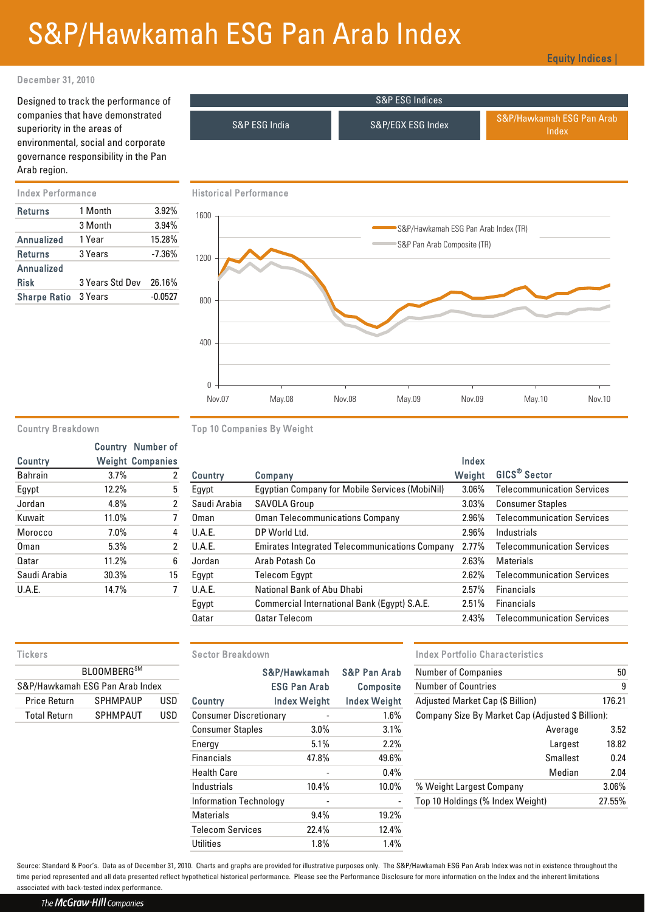# S&P/Hawkamah ESG Pan Arab Index

Equity Indices |

December 31, 2010

Designed to track the performance of companies that have demonstrated superiority in the areas of environmental, social and corporate governance responsibility in the Pan Arab region.

S&P ESG Indices

- S&P ESG India
- S&P/EGX ESG Index
- S&P/Hawkamah ESG Pan Arab Index

## Index Performance

| | | |
|---|---|---|
| **Returns** | 1 Month | 3.92% |
| | 3 Month | 3.94% |
| **Annualized** | 1 Year | 15.28% |
| **Returns** | 3 Years | -7.36% |
| **Annualized** | | |
| **Risk** | 3 Years Std Dev | 26.16% |
| **Sharpe Ratio** | 3 Years | -0.0527 |

## Historical Performance

S&P/Hawkamah ESG Pan Arab Index (TR)
S&P Pan Arab Composite (TR)

## Country Breakdown

| Country | Country Weight | Number of Companies |
|---|---|---|
| Bahrain | 3.7% | 2 |
| Egypt | 12.2% | 5 |
| Jordan | 4.8% | 2 |
| Kuwait | 11.0% | 7 |
| Morocco | 7.0% | 4 |
| Oman | 5.3% | 2 |
| Qatar | 11.2% | 6 |
| Saudi Arabia | 30.3% | 15 |
| U.A.E. | 14.7% | 7 |

## Top 10 Companies By Weight

| Country | Company | Index Weight | GICS® Sector |
|---|---|---|---|
| Egypt | Egyptian Company for Mobile Services (MobiNil) | 3.06% | Telecommunication Services |
| Saudi Arabia | SAVOLA Group | 3.03% | Consumer Staples |
| Oman | Oman Telecommunications Company | 2.96% | Telecommunication Services |
| U.A.E. | DP World Ltd. | 2.96% | Industrials |
| U.A.E. | Emirates Integrated Telecommunications Company | 2.77% | Telecommunication Services |
| Jordan | Arab Potash Co | 2.63% | Materials |
| Egypt | Telecom Egypt | 2.62% | Telecommunication Services |
| U.A.E. | National Bank of Abu Dhabi | 2.57% | Financials |
| Egypt | Commercial International Bank (Egypt) S.A.E. | 2.51% | Financials |
| Qatar | Qatar Telecom | 2.43% | Telecommunication Services |

## Tickers

| BLOOMBERG℠ | | |
|---|---|---|
| S&P/Hawkamah ESG Pan Arab Index | | |
| Price Return | SPHMPAUP | USD |
| Total Return | SPHMPAUT | USD |

## Sector Breakdown

| Country | S&P/Hawkamah ESG Pan Arab Index Weight | S&P Pan Arab Composite Index Weight |
|---|---|---|
| Consumer Discretionary | - | 1.6% |
| Consumer Staples | 3.0% | 3.1% |
| Energy | 5.1% | 2.2% |
| Financials | 47.8% | 49.6% |
| Health Care | - | 0.4% |
| Industrials | 10.4% | 10.0% |
| Information Technology | - | - |
| Materials | 9.4% | 19.2% |
| Telecom Services | 22.4% | 12.4% |
| Utilities | 1.8% | 1.4% |

## Index Portfolio Characteristics

| | |
|---|---|
| Number of Companies | 50 |
| Number of Countries | 9 |
| Adjusted Market Cap ($ Billion) | 176.21 |
| Company Size By Market Cap (Adjusted $ Billion): | |
| Average | 3.52 |
| Largest | 18.82 |
| Smallest | 0.24 |
| Median | 2.04 |
| % Weight Largest Company | 3.06% |
| Top 10 Holdings (% Index Weight) | 27.55% |

Source: Standard & Poor's. Data as of December 31, 2010. Charts and graphs are provided for illustrative purposes only. The S&P/Hawkamah ESG Pan Arab Index was not in existence throughout the time period represented and all data presented reflect hypothetical historical performance. Please see the Performance Disclosure for more information on the Index and the inherent limitations associated with back-tested index performance.

The McGraw·Hill Companies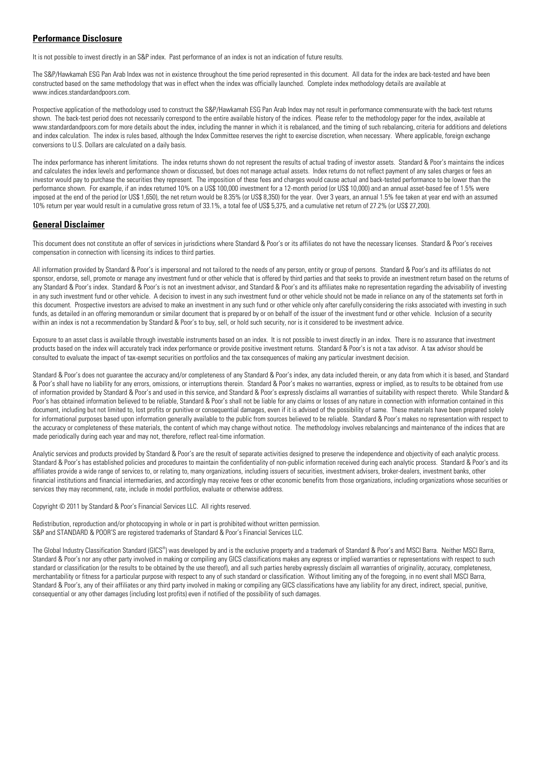## Performance Disclosure

It is not possible to invest directly in an S&P index. Past performance of an index is not an indication of future results.

The S&P/Hawkamah ESG Pan Arab Index was not in existence throughout the time period represented in this document. All data for the index are back-tested and have been constructed based on the same methodology that was in effect when the index was officially launched. Complete index methodology details are available at www.indices.standardandpoors.com.

Prospective application of the methodology used to construct the S&P/Hawkamah ESG Pan Arab Index may not result in performance commensurate with the back-test returns shown. The back-test period does not necessarily correspond to the entire available history of the indices. Please refer to the methodology paper for the index, available at www.standardandpoors.com for more details about the index, including the manner in which it is rebalanced, and the timing of such rebalancing, criteria for additions and deletions and index calculation. The index is rules based, although the Index Committee reserves the right to exercise discretion, when necessary. Where applicable, foreign exchange conversions to U.S. Dollars are calculated on a daily basis.

The index performance has inherent limitations. The index returns shown do not represent the results of actual trading of investor assets. Standard & Poor's maintains the indices and calculates the index levels and performance shown or discussed, but does not manage actual assets. Index returns do not reflect payment of any sales charges or fees an investor would pay to purchase the securities they represent. The imposition of these fees and charges would cause actual and back-tested performance to be lower than the performance shown. For example, if an index returned 10% on a US$ 100,000 investment for a 12-month period (or US$ 10,000) and an annual asset-based fee of 1.5% were imposed at the end of the period (or US$ 1,650), the net return would be 8.35% (or US$ 8,350) for the year. Over 3 years, an annual 1.5% fee taken at year end with an assumed 10% return per year would result in a cumulative gross return of 33.1%, a total fee of US$ 5,375, and a cumulative net return of 27.2% (or US$ 27,200).

## General Disclaimer

This document does not constitute an offer of services in jurisdictions where Standard & Poor's or its affiliates do not have the necessary licenses. Standard & Poor's receives compensation in connection with licensing its indices to third parties.

All information provided by Standard & Poor's is impersonal and not tailored to the needs of any person, entity or group of persons. Standard & Poor's and its affiliates do not sponsor, endorse, sell, promote or manage any investment fund or other vehicle that is offered by third parties and that seeks to provide an investment return based on the returns of any Standard & Poor's index. Standard & Poor's is not an investment advisor, and Standard & Poor's and its affiliates make no representation regarding the advisability of investing in any such investment fund or other vehicle. A decision to invest in any such investment fund or other vehicle should not be made in reliance on any of the statements set forth in this document. Prospective investors are advised to make an investment in any such fund or other vehicle only after carefully considering the risks associated with investing in such funds, as detailed in an offering memorandum or similar document that is prepared by or on behalf of the issuer of the investment fund or other vehicle. Inclusion of a security within an index is not a recommendation by Standard & Poor's to buy, sell, or hold such security, nor is it considered to be investment advice.

Exposure to an asset class is available through investable instruments based on an index. It is not possible to invest directly in an index. There is no assurance that investment products based on the index will accurately track index performance or provide positive investment returns. Standard & Poor's is not a tax advisor. A tax advisor should be consulted to evaluate the impact of tax-exempt securities on portfolios and the tax consequences of making any particular investment decision.

Standard & Poor's does not guarantee the accuracy and/or completeness of any Standard & Poor's index, any data included therein, or any data from which it is based, and Standard & Poor's shall have no liability for any errors, omissions, or interruptions therein. Standard & Poor's makes no warranties, express or implied, as to results to be obtained from use of information provided by Standard & Poor's and used in this service, and Standard & Poor's expressly disclaims all warranties of suitability with respect thereto. While Standard & Poor's has obtained information believed to be reliable, Standard & Poor's shall not be liable for any claims or losses of any nature in connection with information contained in this document, including but not limited to, lost profits or punitive or consequential damages, even if it is advised of the possibility of same. These materials have been prepared solely for informational purposes based upon information generally available to the public from sources believed to be reliable. Standard & Poor's makes no representation with respect to the accuracy or completeness of these materials, the content of which may change without notice. The methodology involves rebalancings and maintenance of the indices that are made periodically during each year and may not, therefore, reflect real-time information.

Analytic services and products provided by Standard & Poor's are the result of separate activities designed to preserve the independence and objectivity of each analytic process. Standard & Poor's has established policies and procedures to maintain the confidentiality of non-public information received during each analytic process. Standard & Poor's and its affiliates provide a wide range of services to, or relating to, many organizations, including issuers of securities, investment advisers, broker-dealers, investment banks, other financial institutions and financial intermediaries, and accordingly may receive fees or other economic benefits from those organizations, including organizations whose securities or services they may recommend, rate, include in model portfolios, evaluate or otherwise address.

Copyright © 2011 by Standard & Poor's Financial Services LLC. All rights reserved.

Redistribution, reproduction and/or photocopying in whole or in part is prohibited without written permission.
S&P and STANDARD & POOR'S are registered trademarks of Standard & Poor's Financial Services LLC.

The Global Industry Classification Standard (GICS®) was developed by and is the exclusive property and a trademark of Standard & Poor's and MSCI Barra. Neither MSCI Barra, Standard & Poor's nor any other party involved in making or compiling any GICS classifications makes any express or implied warranties or representations with respect to such standard or classification (or the results to be obtained by the use thereof), and all such parties hereby expressly disclaim all warranties of originality, accuracy, completeness, merchantability or fitness for a particular purpose with respect to any of such standard or classification. Without limiting any of the foregoing, in no event shall MSCI Barra, Standard & Poor's, any of their affiliates or any third party involved in making or compiling any GICS classifications have any liability for any direct, indirect, special, punitive, consequential or any other damages (including lost profits) even if notified of the possibility of such damages.